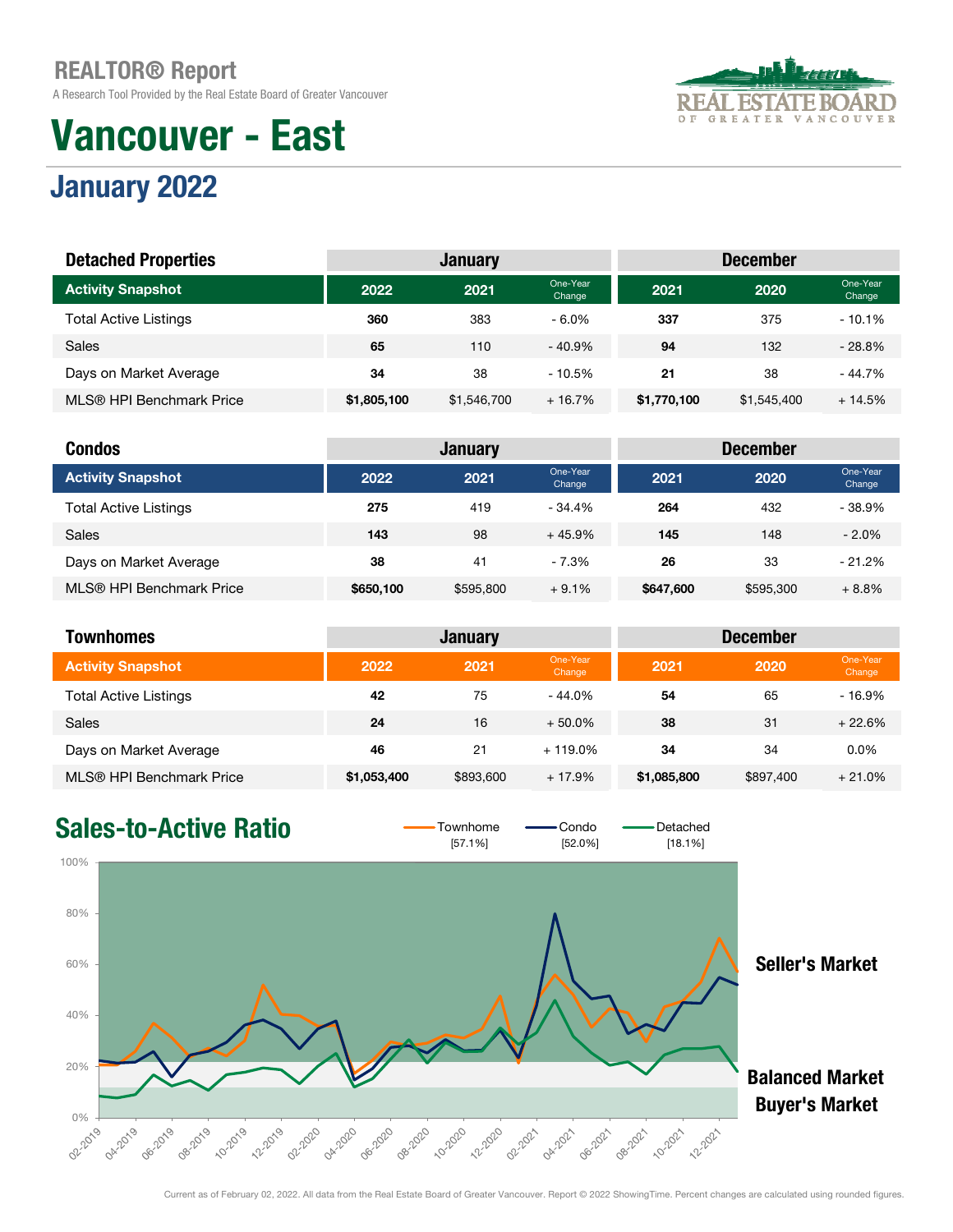REALTOR® Report

A Research Tool Provided by the Real Estate Board of Greater Vancouver

# Vancouver - East

## January 2022

| Detached Properties | January | | | December | | |
|---|---|---|---|---|---|---|
| Activity Snapshot | 2022 | 2021 | One-Year Change | 2021 | 2020 | One-Year Change |
| Total Active Listings | 360 | 383 | - 6.0% | 337 | 375 | - 10.1% |
| Sales | 65 | 110 | - 40.9% | 94 | 132 | - 28.8% |
| Days on Market Average | 34 | 38 | - 10.5% | 21 | 38 | - 44.7% |
| MLS® HPI Benchmark Price | $1,805,100 | $1,546,700 | + 16.7% | $1,770,100 | $1,545,400 | + 14.5% |

| Condos | January | | | December | | |
|---|---|---|---|---|---|---|
| Activity Snapshot | 2022 | 2021 | One-Year Change | 2021 | 2020 | One-Year Change |
| Total Active Listings | 275 | 419 | - 34.4% | 264 | 432 | - 38.9% |
| Sales | 143 | 98 | + 45.9% | 145 | 148 | - 2.0% |
| Days on Market Average | 38 | 41 | - 7.3% | 26 | 33 | - 21.2% |
| MLS® HPI Benchmark Price | $650,100 | $595,800 | + 9.1% | $647,600 | $595,300 | + 8.8% |

| Townhomes | January | | | December | | |
|---|---|---|---|---|---|---|
| Activity Snapshot | 2022 | 2021 | One-Year Change | 2021 | 2020 | One-Year Change |
| Total Active Listings | 42 | 75 | - 44.0% | 54 | 65 | - 16.9% |
| Sales | 24 | 16 | + 50.0% | 38 | 31 | + 22.6% |
| Days on Market Average | 46 | 21 | + 119.0% | 34 | 34 | 0.0% |
| MLS® HPI Benchmark Price | $1,053,400 | $893,600 | + 17.9% | $1,085,800 | $897,400 | + 21.0% |

## Sales-to-Active Ratio

Townhome [57.1%] Condo [52.0%] Detached [18.1%]

Seller's Market

Balanced Market

Buyer's Market

Current as of February 02, 2022. All data from the Real Estate Board of Greater Vancouver. Report © 2022 ShowingTime. Percent changes are calculated using rounded figures.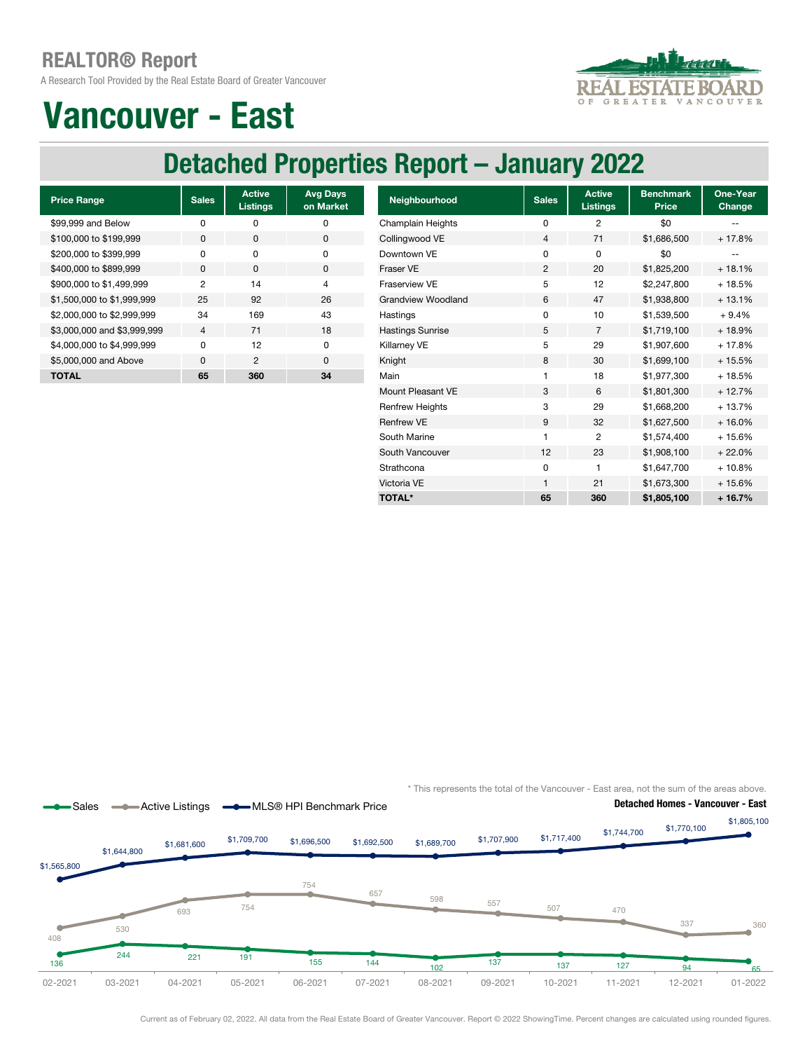# REALTOR® Report

A Research Tool Provided by the Real Estate Board of Greater Vancouver

# Vancouver - East

## Detached Properties Report – January 2022

| Price Range | Sales | Active Listings | Avg Days on Market |
|---|---|---|---|
| $99,999 and Below | 0 | 0 | 0 |
| $100,000 to $199,999 | 0 | 0 | 0 |
| $200,000 to $399,999 | 0 | 0 | 0 |
| $400,000 to $899,999 | 0 | 0 | 0 |
| $900,000 to $1,499,999 | 2 | 14 | 4 |
| $1,500,000 to $1,999,999 | 25 | 92 | 26 |
| $2,000,000 to $2,999,999 | 34 | 169 | 43 |
| $3,000,000 and $3,999,999 | 4 | 71 | 18 |
| $4,000,000 to $4,999,999 | 0 | 12 | 0 |
| $5,000,000 and Above | 0 | 2 | 0 |
| **TOTAL** | **65** | **360** | **34** |

| Neighbourhood | Sales | Active Listings | Benchmark Price | One-Year Change |
|---|---|---|---|---|
| Champlain Heights | 0 | 2 | $0 | -- |
| Collingwood VE | 4 | 71 | $1,686,500 | + 17.8% |
| Downtown VE | 0 | 0 | $0 | -- |
| Fraser VE | 2 | 20 | $1,825,200 | + 18.1% |
| Fraserview VE | 5 | 12 | $2,247,800 | + 18.5% |
| Grandview Woodland | 6 | 47 | $1,938,800 | + 13.1% |
| Hastings | 0 | 10 | $1,539,500 | + 9.4% |
| Hastings Sunrise | 5 | 7 | $1,719,100 | + 18.9% |
| Killarney VE | 5 | 29 | $1,907,600 | + 17.8% |
| Knight | 8 | 30 | $1,699,100 | + 15.5% |
| Main | 1 | 18 | $1,977,300 | + 18.5% |
| Mount Pleasant VE | 3 | 6 | $1,801,300 | + 12.7% |
| Renfrew Heights | 3 | 29 | $1,668,200 | + 13.7% |
| Renfrew VE | 9 | 32 | $1,627,500 | + 16.0% |
| South Marine | 1 | 2 | $1,574,400 | + 15.6% |
| South Vancouver | 12 | 23 | $1,908,100 | + 22.0% |
| Strathcona | 0 | 1 | $1,647,700 | + 10.8% |
| Victoria VE | 1 | 21 | $1,673,300 | + 15.6% |
| **TOTAL*** | **65** | **360** | **$1,805,100** | **+ 16.7%** |

\* This represents the total of the Vancouver - East area, not the sum of the areas above.

**Detached Homes - Vancouver - East**

| Month | Sales | Active Listings | MLS® HPI Benchmark Price |
|---|---|---|---|
| 02-2021 | 136 | 408 | $1,565,800 |
| 03-2021 | 244 | 530 | $1,644,800 |
| 04-2021 | 221 | 693 | $1,681,600 |
| 05-2021 | 191 | 754 | $1,709,700 |
| 06-2021 | 155 | 754 | $1,696,500 |
| 07-2021 | 144 | 657 | $1,692,500 |
| 08-2021 | 102 | 598 | $1,689,700 |
| 09-2021 | 137 | 557 | $1,707,900 |
| 10-2021 | 137 | 507 | $1,717,400 |
| 11-2021 | 127 | 470 | $1,744,700 |
| 12-2021 | 94 | 337 | $1,770,100 |
| 01-2022 | 65 | 360 | $1,805,100 |

Current as of February 02, 2022. All data from the Real Estate Board of Greater Vancouver. Report © 2022 ShowingTime. Percent changes are calculated using rounded figures.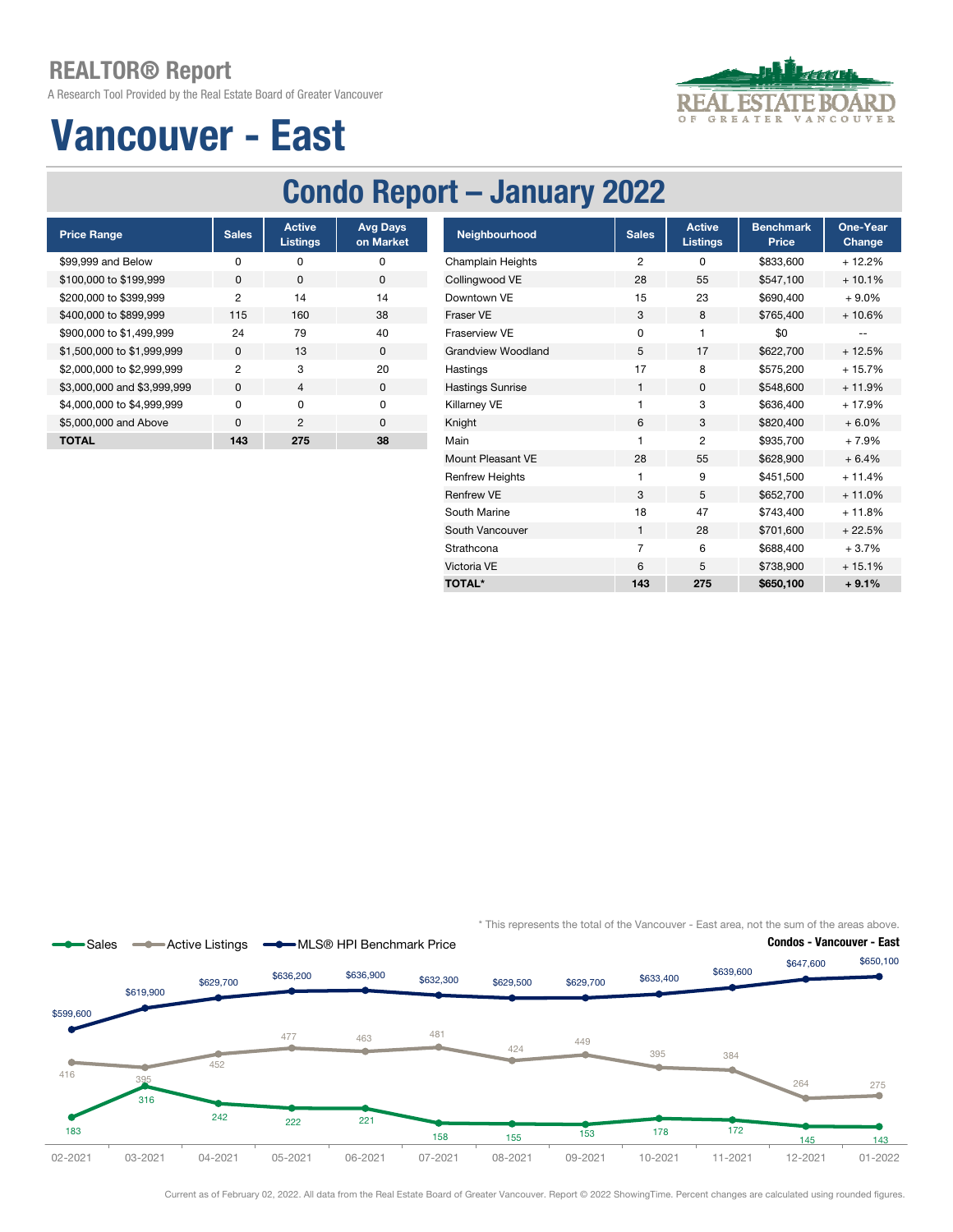# REALTOR® Report

A Research Tool Provided by the Real Estate Board of Greater Vancouver

# Vancouver - East

## Condo Report – January 2022

| Price Range | Sales | Active Listings | Avg Days on Market |
|---|---|---|---|
| $99,999 and Below | 0 | 0 | 0 |
| $100,000 to $199,999 | 0 | 0 | 0 |
| $200,000 to $399,999 | 2 | 14 | 14 |
| $400,000 to $899,999 | 115 | 160 | 38 |
| $900,000 to $1,499,999 | 24 | 79 | 40 |
| $1,500,000 to $1,999,999 | 0 | 13 | 0 |
| $2,000,000 to $2,999,999 | 2 | 3 | 20 |
| $3,000,000 and $3,999,999 | 0 | 4 | 0 |
| $4,000,000 to $4,999,999 | 0 | 0 | 0 |
| $5,000,000 and Above | 0 | 2 | 0 |
| **TOTAL** | **143** | **275** | **38** |

| Neighbourhood | Sales | Active Listings | Benchmark Price | One-Year Change |
|---|---|---|---|---|
| Champlain Heights | 2 | 0 | $833,600 | + 12.2% |
| Collingwood VE | 28 | 55 | $547,100 | + 10.1% |
| Downtown VE | 15 | 23 | $690,400 | + 9.0% |
| Fraser VE | 3 | 8 | $765,400 | + 10.6% |
| Fraserview VE | 0 | 1 | $0 | -- |
| Grandview Woodland | 5 | 17 | $622,700 | + 12.5% |
| Hastings | 17 | 8 | $575,200 | + 15.7% |
| Hastings Sunrise | 1 | 0 | $548,600 | + 11.9% |
| Killarney VE | 1 | 3 | $636,400 | + 17.9% |
| Knight | 6 | 3 | $820,400 | + 6.0% |
| Main | 1 | 2 | $935,700 | + 7.9% |
| Mount Pleasant VE | 28 | 55 | $628,900 | + 6.4% |
| Renfrew Heights | 1 | 9 | $451,500 | + 11.4% |
| Renfrew VE | 3 | 5 | $652,700 | + 11.0% |
| South Marine | 18 | 47 | $743,400 | + 11.8% |
| South Vancouver | 1 | 28 | $701,600 | + 22.5% |
| Strathcona | 7 | 6 | $688,400 | + 3.7% |
| Victoria VE | 6 | 5 | $738,900 | + 15.1% |
| **TOTAL*** | **143** | **275** | **$650,100** | **+ 9.1%** |

* This represents the total of the Vancouver - East area, not the sum of the areas above.

**Condos - Vancouver - East**

| Month | Sales | Active Listings | MLS® HPI Benchmark Price |
|---|---|---|---|
| 02-2021 | 183 | 416 | $599,600 |
| 03-2021 | 316 | 395 | $619,900 |
| 04-2021 | 242 | 452 | $629,700 |
| 05-2021 | 222 | 477 | $636,200 |
| 06-2021 | 221 | 463 | $636,900 |
| 07-2021 | 158 | 481 | $632,300 |
| 08-2021 | 155 | 424 | $629,500 |
| 09-2021 | 153 | 449 | $629,700 |
| 10-2021 | 178 | 395 | $633,400 |
| 11-2021 | 172 | 384 | $639,600 |
| 12-2021 | 145 | 264 | $647,600 |
| 01-2022 | 143 | 275 | $650,100 |

Current as of February 02, 2022. All data from the Real Estate Board of Greater Vancouver. Report © 2022 ShowingTime. Percent changes are calculated using rounded figures.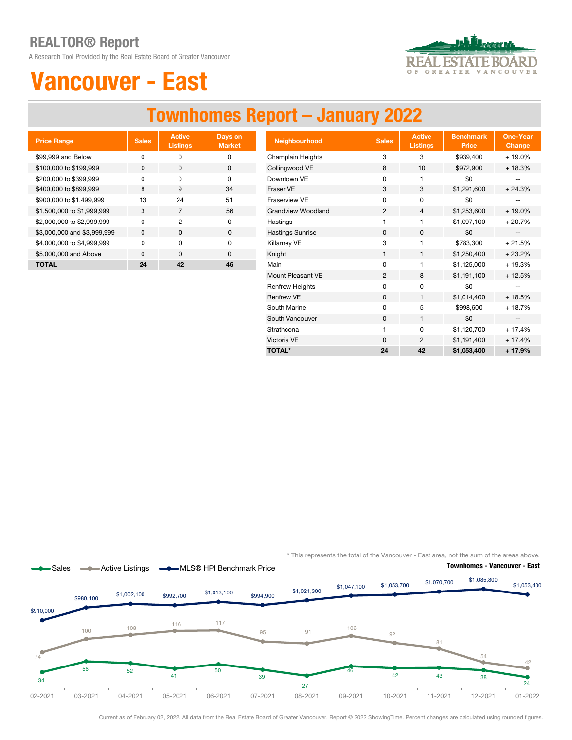# REALTOR® Report

A Research Tool Provided by the Real Estate Board of Greater Vancouver

# Vancouver - East

## Townhomes Report – January 2022

| Price Range | Sales | Active Listings | Days on Market |
|---|---|---|---|
| $99,999 and Below | 0 | 0 | 0 |
| $100,000 to $199,999 | 0 | 0 | 0 |
| $200,000 to $399,999 | 0 | 0 | 0 |
| $400,000 to $899,999 | 8 | 9 | 34 |
| $900,000 to $1,499,999 | 13 | 24 | 51 |
| $1,500,000 to $1,999,999 | 3 | 7 | 56 |
| $2,000,000 to $2,999,999 | 0 | 2 | 0 |
| $3,000,000 and $3,999,999 | 0 | 0 | 0 |
| $4,000,000 to $4,999,999 | 0 | 0 | 0 |
| $5,000,000 and Above | 0 | 0 | 0 |
| **TOTAL** | **24** | **42** | **46** |

| Neighbourhood | Sales | Active Listings | Benchmark Price | One-Year Change |
|---|---|---|---|---|
| Champlain Heights | 3 | 3 | $939,400 | + 19.0% |
| Collingwood VE | 8 | 10 | $972,900 | + 18.3% |
| Downtown VE | 0 | 1 | $0 | -- |
| Fraser VE | 3 | 3 | $1,291,600 | + 24.3% |
| Fraserview VE | 0 | 0 | $0 | -- |
| Grandview Woodland | 2 | 4 | $1,253,600 | + 19.0% |
| Hastings | 1 | 1 | $1,097,100 | + 20.7% |
| Hastings Sunrise | 0 | 0 | $0 | -- |
| Killarney VE | 3 | 1 | $783,300 | + 21.5% |
| Knight | 1 | 1 | $1,250,400 | + 23.2% |
| Main | 0 | 1 | $1,125,000 | + 19.3% |
| Mount Pleasant VE | 2 | 8 | $1,191,100 | + 12.5% |
| Renfrew Heights | 0 | 0 | $0 | -- |
| Renfrew VE | 0 | 1 | $1,014,400 | + 18.5% |
| South Marine | 0 | 5 | $998,600 | + 18.7% |
| South Vancouver | 0 | 1 | $0 | -- |
| Strathcona | 1 | 0 | $1,120,700 | + 17.4% |
| Victoria VE | 0 | 2 | $1,191,400 | + 17.4% |
| **TOTAL*** | **24** | **42** | **$1,053,400** | **+ 17.9%** |

\* This represents the total of the Vancouver - East area, not the sum of the areas above.

**Townhomes - Vancouver - East**

| Month | Sales | Active Listings | MLS® HPI Benchmark Price |
|---|---|---|---|
| 02-2021 | 34 | 74 | $910,000 |
| 03-2021 | 56 | 100 | $980,100 |
| 04-2021 | 52 | 108 | $1,002,100 |
| 05-2021 | 41 | 116 | $992,700 |
| 06-2021 | 50 | 117 | $1,013,100 |
| 07-2021 | 39 | 95 | $994,900 |
| 08-2021 | 27 | 91 | $1,021,300 |
| 09-2021 | 46 | 106 | $1,047,100 |
| 10-2021 | 42 | 92 | $1,053,700 |
| 11-2021 | 43 | 81 | $1,070,700 |
| 12-2021 | 38 | 54 | $1,085,800 |
| 01-2022 | 24 | 42 | $1,053,400 |

Current as of February 02, 2022. All data from the Real Estate Board of Greater Vancouver. Report © 2022 ShowingTime. Percent changes are calculated using rounded figures.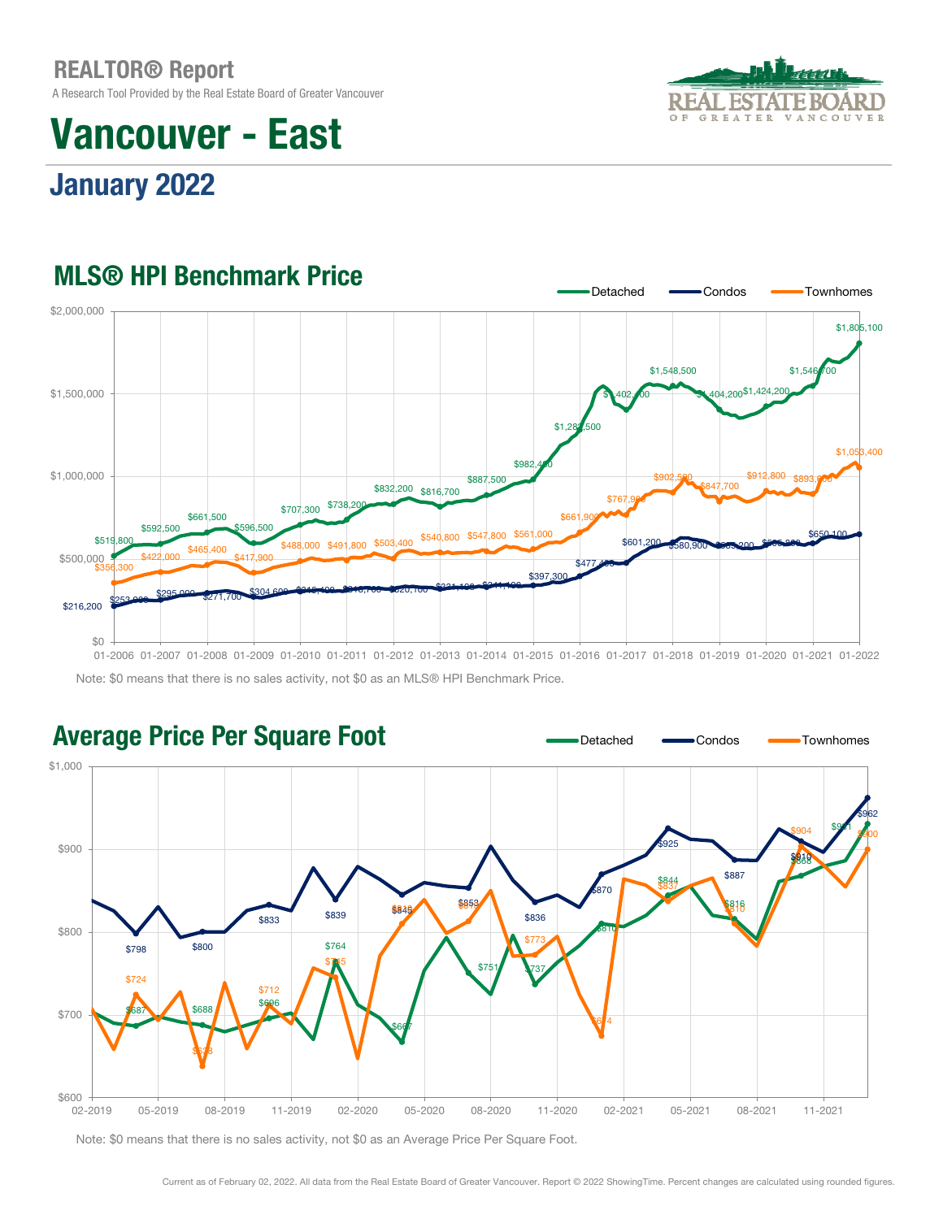REALTOR® Report

A Research Tool Provided by the Real Estate Board of Greater Vancouver

# Vancouver - East

## January 2022

## MLS® HPI Benchmark Price

Detached
Condos
Townhomes

$2,000,000
$1,500,000
$1,000,000
$500,000
$0

01-2006 01-2007 01-2008 01-2009 01-2010 01-2011 01-2012 01-2013 01-2014 01-2015 01-2016 01-2017 01-2018 01-2019 01-2020 01-2021 01-2022

$519,800
$592,500
$661,500
$596,500
$707,300
$738,200
$832,200
$816,700
$887,500
$982,400
$1,281,500
$1,402,400
$1,548,500
$1,404,200
$1,424,200
$1,546,700
$1,805,100

$356,300
$422,000
$465,400
$417,900
$488,000
$491,800
$503,400
$540,800
$547,800
$561,000
$661,900
$767,900
$902,500
$847,700
$912,800
$893,900
$1,053,400

$216,200
$253,800
$295,000
$271,700
$304,600
$315,400
$318,700
$320,100
$331,100
$341,100
$397,300
$477,400
$601,200
$580,900
$565,200
$585,800
$650,100

Note: $0 means that there is no sales activity, not $0 as an MLS® HPI Benchmark Price.

## Average Price Per Square Foot

Detached
Condos
Townhomes

$1,000
$900
$800
$700
$600

02-2019 05-2019 08-2019 11-2019 02-2020 05-2020 08-2020 11-2020 02-2021 05-2021 08-2021 11-2021

$798
$800
$833
$839
$845
$853
$836
$870
$925
$887
$910
$962

$687
$688
$696
$764
$667
$751
$737
$810
$844
$816
$868
$931

$724
$638
$712
$745
$815
$813
$773
$674
$837
$810
$904
$900

Note: $0 means that there is no sales activity, not $0 as an Average Price Per Square Foot.

Current as of February 02, 2022. All data from the Real Estate Board of Greater Vancouver. Report © 2022 ShowingTime. Percent changes are calculated using rounded figures.